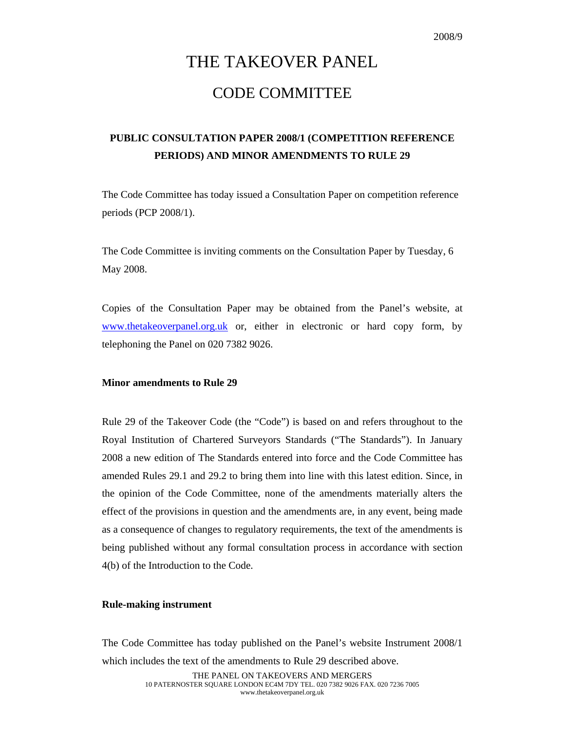2008/9

# THE TAKEOVER PANEL

# CODE COMMITTEE

## PUBLIC CONSULTATION PAPER 2008/1 (COMPETITION REFERENCE PERIODS) AND MINOR AMENDMENTS TO RULE 29

The Code Committee has today issued a Consultation Paper on competition reference periods (PCP 2008/1).

The Code Committee is inviting comments on the Consultation Paper by Tuesday, 6 May 2008.

Copies of the Consultation Paper may be obtained from the Panel's website, at www.thetakeoverpanel.org.uk or, either in electronic or hard copy form, by telephoning the Panel on 020 7382 9026.

**Minor amendments to Rule 29**

Rule 29 of the Takeover Code (the "Code") is based on and refers throughout to the Royal Institution of Chartered Surveyors Standards ("The Standards"). In January 2008 a new edition of The Standards entered into force and the Code Committee has amended Rules 29.1 and 29.2 to bring them into line with this latest edition. Since, in the opinion of the Code Committee, none of the amendments materially alters the effect of the provisions in question and the amendments are, in any event, being made as a consequence of changes to regulatory requirements, the text of the amendments is being published without any formal consultation process in accordance with section 4(b) of the Introduction to the Code.

**Rule-making instrument**

The Code Committee has today published on the Panel's website Instrument 2008/1 which includes the text of the amendments to Rule 29 described above.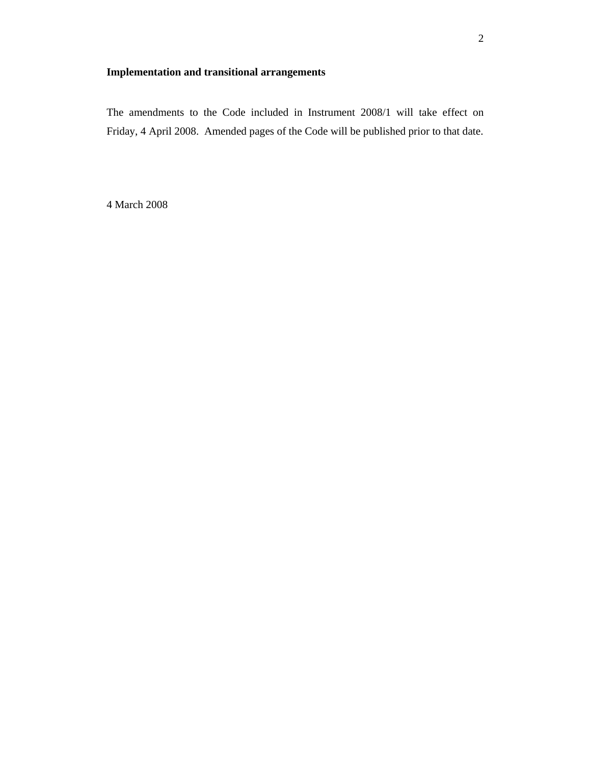**Implementation and transitional arrangements**

The amendments to the Code included in Instrument 2008/1 will take effect on Friday, 4 April 2008. Amended pages of the Code will be published prior to that date.

4 March 2008